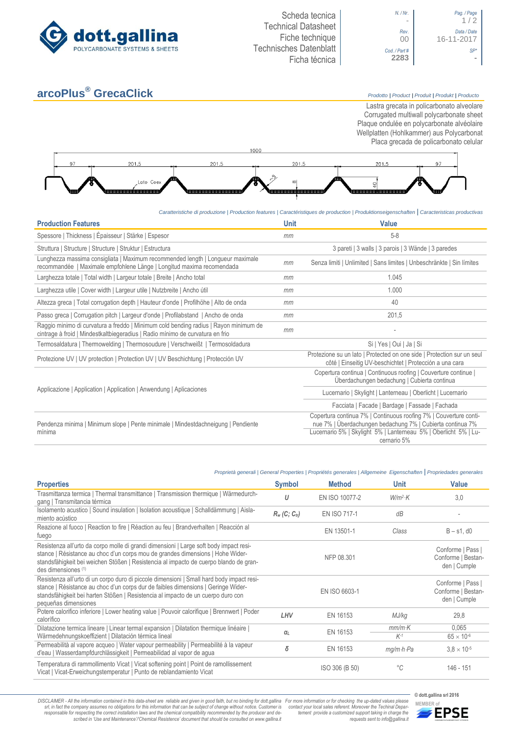dott.gallina
POLYCARBONATE SYSTEMS & SHEETS

Scheda tecnica
Technical Datasheet
Fiche technique
Technisches Datenblatt
Ficha técnica

| N. / Nr. | Pag. / Page |
|---|---|
| - | 1 / 2 |
| Rev. | Data / Date |
| 00 | 16-11-2017 |
| Cod. / Part # | SP* |
| 2283 | - |

# arcoPlus® GrecaClick

*Prodotto | Product | Produit | Produkt | Producto*

Lastra grecata in policarbonato alveolare
Corrugated multiwall polycarbonate sheet
Plaque ondulée en polycarbonate alvéolaire
Wellplatten (Hohlkammer) aus Polycarbonat
Placa grecada de policarbonato celular

1000
97 | 201,5 | 201,5 | 201,5 | 201,5 | 97
Lato Coex
8
40

*Caratteristiche di produzione | Production features | Caractéristiques de production | Produktionseigenschaften | Caracteristicas productivas*

| Production Features | Unit | Value |
|---|---|---|
| Spessore \| Thickness \| Épaisseur \| Stärke \| Espesor | mm | 5-8 |
| Struttura \| Structure \| Structure \| Struktur \| Estructura | | 3 pareti \| 3 walls \| 3 parois \| 3 Wände \| 3 paredes |
| Lunghezza massima consigliata \| Maximum recommended length \| Longueur maximale recommandée \| Maximale empfohlene Länge \| Longitud maxima recomendada | mm | Senza limiti \| Unlimited \| Sans limites \| Unbeschränkte \| Sin límites |
| Larghezza totale \| Total width \| Largeur totale \| Breite \| Ancho total | mm | 1.045 |
| Larghezza utile \| Cover width \| Largeur utile \| Nutzbreite \| Ancho útil | mm | 1.000 |
| Altezza greca \| Total corrugation depth \| Hauteur d'onde \| Profilhöhe \| Alto de onda | mm | 40 |
| Passo greca \| Corrugation pitch \| Largeur d'onde \| Profilabstand \| Ancho de onda | mm | 201,5 |
| Raggio minimo di curvatura a freddo \| Minimum cold bending radius \| Rayon minimum de cintrage à froid \| Mindestkaltbiegeradius \| Radio mínimo de curvatura en frio | mm | - |
| Termosaldatura \| Thermoweldіng \| Thermosoudure \| Verschweißt \| Termosoldadura | | Si \| Yes \| Oui \| Ja \| Si |
| Protezione UV \| UV protection \| Protection UV \| UV Beschichtung \| Protección UV | | Protezione su un lato \| Protected on one side \| Protection sur un seul côté \| Einseitig UV-beschichtet \| Protección a una cara |
| Applicazione \| Application \| Application \| Anwendung \| Aplicaciones | | Copertura continua \| Continuous roofing \| Couverture continue \| Überdachungen bedachung \| Cubierta continua |
| | | Lucernario \| Skylight \| Lanterneau \| Oberlicht \| Lucernario |
| | | Facciata \| Facade \| Bardage \| Fassade \| Fachada |
| Pendenza minima \| Minimum slope \| Pente minimale \| Mindestdachneigung \| Pendiente mínima | | Copertura continua 7% \| Continuous roofing 7% \| Couverture continue 7% \| Überdachungen bedachung 7% \| Cubierta continua 7% |
| | | Lucernario 5% \| Skylight 5% \| Lanterneau 5% \| Oberlicht 5% \| Lucernario 5% |

*Proprietà generali | General Properties | Propriétés generales | Allgemeine Eigenschaften | Propriedades generales*

| Properties | Symbol | Method | Unit | Value |
|---|---|---|---|---|
| Trasmittanza termica \| Thermal transmittance \| Transmission thermique \| Wärmedurchgang \| Transmitancia térmica | $U$ | EN ISO 10077-2 | $W/m^2 \cdot K$ | 3,0 |
| Isolamento acustico \| Sound insulation \| Isolation acoustique \| Schalldämmung \| Aislamiento acústico | $R_w$ $(C; C_{tr})$ | EN ISO 717-1 | dB | - |
| Reazione al fuoco \| Reaction to fire \| Réaction au feu \| Brandverhalten \| Reacción al fuego | | EN 13501-1 | Class | B – s1, d0 |
| Resistenza all'urto da corpo molle di grandi dimensioni \| Large soft body impact resistance \| Résistance au choc d'un corps mou de grandes dimensions \| Hohe Widerstandsfähigkeit bei weichen Stößen \| Resistencia al impacto de cuerpo blando de grandes dimensiones (1) | | NFP 08.301 | | Conforme \| Pass \| Conforme \| Bestanden \| Cumple |
| Resistenza all'urto di un corpo duro di piccole dimensioni \| Small hard body impact resistance \| Résistance au choc d'un corps dur de faibles dimensions \| Geringe Widerstandsfähigkeit bei harten Stößen \| Resistencia al impacto de un cuerpo duro con pequeñas dimensiones | | EN ISO 6603-1 | | Conforme \| Pass \| Conforme \| Bestanden \| Cumple |
| Potere calorifico inferiore \| Lower heating value \| Pouvoir calorifique \| Brennwert \| Poder calorífico | $LHV$ | EN 16153 | MJ/kg | 29,8 |
| Dilatazione termica lineare \| Linear termal expansion \| Dilatation thermique linéaire \| Wärmedehnungskoeffizient \| Dilatación térmica lineal | $\alpha_L$ | EN 16153 | $mm/m \cdot K$ | 0,065 |
| | | | $K^{-1}$ | $65 \times 10^{-6}$ |
| Permeabilità al vapore acqueo \| Water vapour permeability \| Permeabilité à la vapeur d'eau \| Wasserdampfdurchlässigkeit \| Permeabilidad al vapor de agua | $\delta$ | EN 16153 | $mg/m \cdot h \cdot Pa$ | $3,8 \times 10^{-5}$ |
| Temperatura di rammollimento Vicat \| Vicat softening point \| Point de ramollissement Vicat \| Vicat-Erweichungstemperatur \| Punto de reblandamiento Vicat | | ISO 306 (B 50) | °C | 146 - 151 |

*DISCLAIMER - All the information contained in this data-sheet are reliable and given in good faith, but no binding for dott.gallina srl, in fact the company assumes no obligations for this information that can be subject of change without notice. Customer is responsable for respecting the correct installation laws and the chemical compatibility recommended by the producer and described in 'Use and Maintenance'/'Chemical Resistence' document that should be consulted on www.gallina.it For more information or for checking the up-dated values please contact your local sales referent. Moreover the Techinal Department provide a customized support taking in charge the requests sent to info@gallina.it*

© dott.gallina srl 2016
MEMBER of EPSE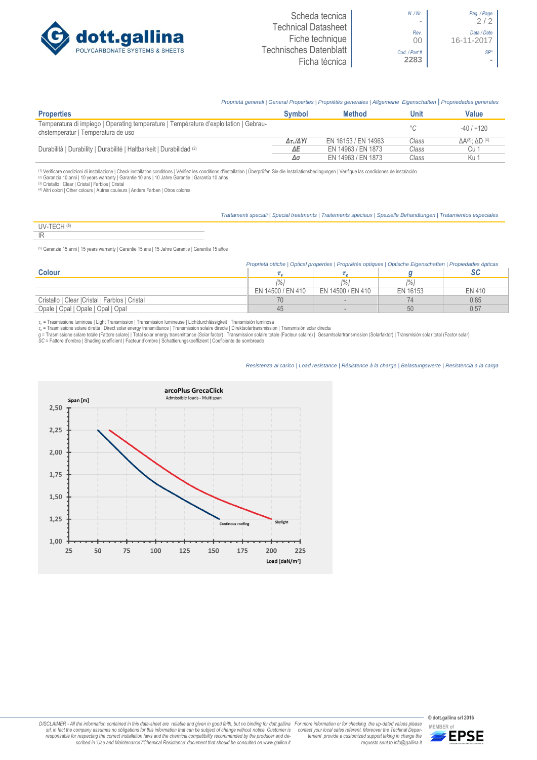*Proprietà generali | General Properties | Propriétés generales | Allgemeine Eigenschaften | Propriedades generales*

| Properties | Symbol | Method | Unit | Value |
|---|---|---|---|---|
| Temperatura di impiego \| Operating temperature \| Température d'exploitation \| Gebrauchstemperatur \| Temperatura de uso | | | °C | -40 / +120 |
| Durabilità \| Durability \| Durabilité \| Haltbarkeit \| Durabilidad [2] | $\Delta\tau_v/\Delta YI$ | EN 16153 / EN 14963 | Class | ΔA[3]; ΔD [4] |
| | $\Delta E$ | EN 14963 / EN 1873 | Class | Cu 1 |
| | $\Delta\sigma$ | EN 14963 / EN 1873 | Class | Ku 1 |

[1] Verificare condizioni di installazione | Check installation conditions | Vérifiez les conditions d'installation | Überprüfen Sie die Installationsbedingungen | Verifique las condiciones de instalación
[2] Garanzia 10 anni | 10 years warranty | Garantie 10 ans | 10 Jahre Garantie | Garantía 10 años
[3] Cristallo | Clear | Cristal | Farblos | Cristal
[4] Altri colori | Other colours | Autres couleurs | Andere Farben | Otros colores

*Trattamenti speciali | Special treatments | Traitements speciaux | Spezielle Behandlungen | Tratamientos especiales*

UV-TECH [5]
IR

[5] Garanzia 15 anni | 15 years warranty | Garantie 15 ans | 15 Jahre Garantie | Garantía 15 años

*Proprietà ottiche | Optical properties | Propriétés optiques | Optische Eigenschaften | Propiedades ópticas*

| Colour | $\tau_v$ | $\tau_e$ | $g$ | SC |
|---|---|---|---|---|
| | [%] | [%] | [%] | |
| | EN 14500 / EN 410 | EN 14500 / EN 410 | EN 16153 | EN 410 |
| Cristallo \| Clear \|Cristal \| Farblos \| Cristal | 70 | - | 74 | 0,85 |
| Opale \| Opal \| Opale \| Opal \| Opal | 45 | - | 50 | 0,57 |

$\tau_v$ = Trasmissione luminosa | Light Transmission | Transmission lumineuse | Lichtdurchlässigkeit | Transmisión luminosa
$\tau_e$ = Trasmissione solare diretta | Direct solar energy transmittance | Transmission solaire directe | Direktsolartransmission | Transmisión solar directa
$g$ = Trasmissione solare totale (Fattore solare) | Total solar energy transmittance (Solar factor) | Transmission solaire totale (Facteur solaire) | Gesamtsolartransmission (Solarfaktor) | Transmisión solar total (Factor solar)
$SC$ = Fattore d'ombra | Shading coefficient | Facteur d'ombre | Schattierungskoeffizient | Coeficiente de sombreado

*Resistenza al carico | Load resistance | Résistence à la charge | Belastungswerte | Resistencia a la carga*

**arcoPlus GrecaClick**
Admissible loads - Multispan

Span [m]
2,50
2,25
2,00
1,75
1,50
1,25
1,00
25 50 75 100 125 150 175 200 225
Load [daN/m²]
Continous roofing
Skylight

DISCLAIMER - All the information contained in this data-sheet are reliable and given in good faith, but no binding for dott.gallina srl, in fact the company assumes no obligations for this information that can be subject of change without notice. Customer is responsable for respecting the correct installation laws and the chemical compatibility recommended by the producer and described in 'Use and Maintenance'/'Chemical Resistence' document that should be consulted on www.gallina.it. For more information or for checking the up-dated values please contact your local sales referent. Moreover the Techinal Department provide a customized support taking in charge the requests sent to info@gallina.it

© dott.gallina srl 2016
MEMBER of EPSE